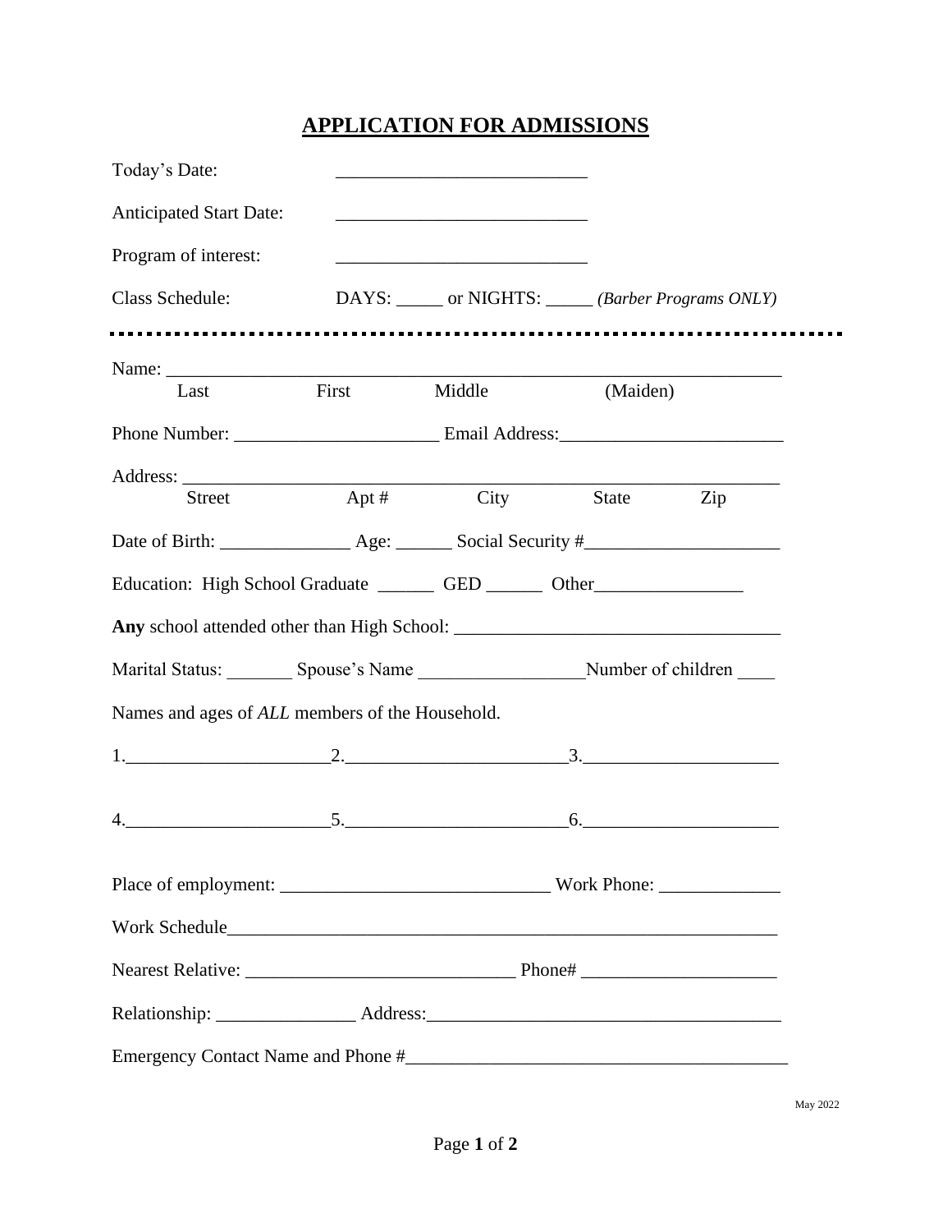# APPLICATION FOR ADMISSIONS

Today's Date: ___________________________

Anticipated Start Date: ___________________________

Program of interest: ___________________________

Class Schedule: DAYS: _____ or NIGHTS: _____ *(Barber Programs ONLY)*

---

Name: ________________________________________________________________
Last First Middle (Maiden)

Phone Number: ______________________ Email Address:________________________

Address: ______________________________________________________________
Street Apt # City State Zip

Date of Birth: ______________ Age: ______ Social Security #_____________________

Education: High School Graduate ______ GED ______ Other________________

**Any** school attended other than High School: __________________________________

Marital Status: _______ Spouse's Name _________________Number of children ____

Names and ages of *ALL* members of the Household.

1.______________________2.________________________3.____________________

4.______________________5.________________________6.____________________

Place of employment: _____________________________ Work Phone: _____________

Work Schedule_____________________________________________________________

Nearest Relative: _____________________________ Phone# ____________________

Relationship: _______________ Address:______________________________________

Emergency Contact Name and Phone #________________________________________

May 2022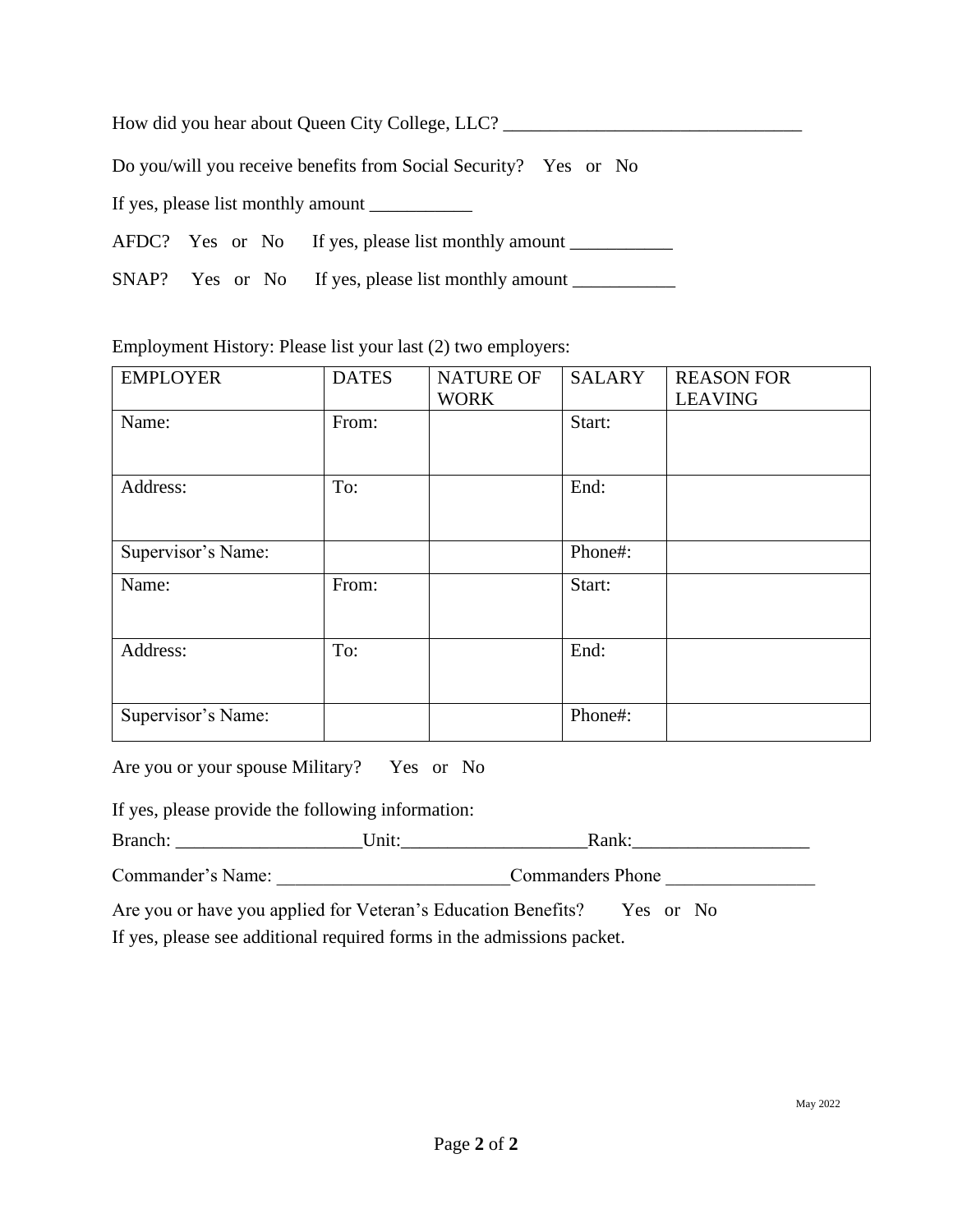How did you hear about Queen City College, LLC? ________________________________

Do you/will you receive benefits from Social Security?    Yes   or   No

If yes, please list monthly amount ___________

AFDC?   Yes   or   No     If yes, please list monthly amount ___________

SNAP?   Yes   or   No     If yes, please list monthly amount ___________

Employment History: Please list your last (2) two employers:

| EMPLOYER | DATES | NATURE OF WORK | SALARY | REASON FOR LEAVING |
|---|---|---|---|---|
| Name: | From: | | Start: | |
| Address: | To: | | End: | |
| Supervisor's Name: | | | Phone#: | |
| Name: | From: | | Start: | |
| Address: | To: | | End: | |
| Supervisor's Name: | | | Phone#: | |

Are you or your spouse Military?    Yes   or   No

If yes, please provide the following information:

Branch: ____________________Unit:____________________Rank:___________________

Commander's Name: _________________________Commanders Phone ________________

Are you or have you applied for Veteran's Education Benefits?    Yes   or   No

If yes, please see additional required forms in the admissions packet.

May 2022